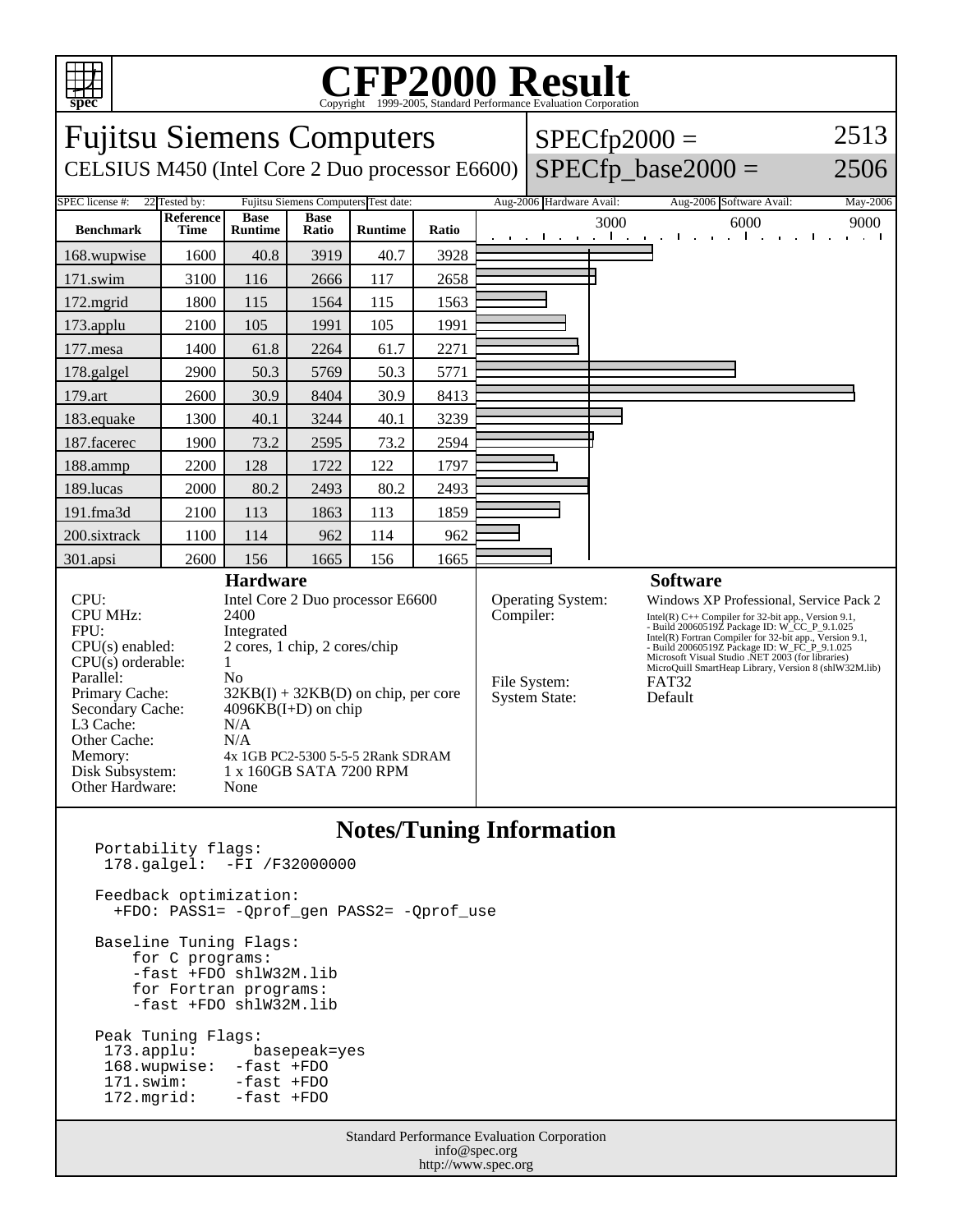# CFP2000 Result

Copyright 1999-2005, Standard Performance Evaluation Corporation

## Fujitsu Siemens Computers

CELSIUS M450 (Intel Core 2 Duo processor E6600)

SPECfp2000 = 2513

SPECfp_base2000 = 2506

| SPEC license #: | 22 | Tested by: | Fujitsu Siemens Computers | Test date: | Aug-2006 | Hardware Avail: | Aug-2006 | Software Avail: | May-2006 |
|---|---|---|---|---|---|---|---|---|---|

| Benchmark | Reference Time | Base Runtime | Base Ratio | Runtime | Ratio |
|---|---|---|---|---|---|
| 168.wupwise | 1600 | 40.8 | 3919 | 40.7 | 3928 |
| 171.swim | 3100 | 116 | 2666 | 117 | 2658 |
| 172.mgrid | 1800 | 115 | 1564 | 115 | 1563 |
| 173.applu | 2100 | 105 | 1991 | 105 | 1991 |
| 177.mesa | 1400 | 61.8 | 2264 | 61.7 | 2271 |
| 178.galgel | 2900 | 50.3 | 5769 | 50.3 | 5771 |
| 179.art | 2600 | 30.9 | 8404 | 30.9 | 8413 |
| 183.equake | 1300 | 40.1 | 3244 | 40.1 | 3239 |
| 187.facerec | 1900 | 73.2 | 2595 | 73.2 | 2594 |
| 188.ammp | 2200 | 128 | 1722 | 122 | 1797 |
| 189.lucas | 2000 | 80.2 | 2493 | 80.2 | 2493 |
| 191.fma3d | 2100 | 113 | 1863 | 113 | 1859 |
| 200.sixtrack | 1100 | 114 | 962 | 114 | 962 |
| 301.apsi | 2600 | 156 | 1665 | 156 | 1665 |

### Hardware

| | |
|---|---|
| CPU: | Intel Core 2 Duo processor E6600 |
| CPU MHz: | 2400 |
| FPU: | Integrated |
| CPU(s) enabled: | 2 cores, 1 chip, 2 cores/chip |
| CPU(s) orderable: | 1 |
| Parallel: | No |
| Primary Cache: | 32KB(I) + 32KB(D) on chip, per core |
| Secondary Cache: | 4096KB(I+D) on chip |
| L3 Cache: | N/A |
| Other Cache: | N/A |
| Memory: | 4x 1GB PC2-5300 5-5-5 2Rank SDRAM |
| Disk Subsystem: | 1 x 160GB SATA 7200 RPM |
| Other Hardware: | None |

### Software

| | |
|---|---|
| Operating System: | Windows XP Professional, Service Pack 2 |
| Compiler: | Intel(R) C++ Compiler for 32-bit app., Version 9.1, - Build 20060519Z Package ID: W_CC_P_9.1.025<br>Intel(R) Fortran Compiler for 32-bit app., Version 9.1, - Build 20060519Z Package ID: W_FC_P_9.1.025<br>Microsoft Visual Studio .NET 2003 (for libraries)<br>MicroQuill SmartHeap Library, Version 8 (shlW32M.lib) |
| File System: | FAT32 |
| System State: | Default |

### Notes/Tuning Information

```
Portability flags:
 178.galgel:  -FI /F32000000

Feedback optimization:
  +FDO: PASS1= -Qprof_gen PASS2= -Qprof_use

Baseline Tuning Flags:
    for C programs:
    -fast +FDO shlW32M.lib
    for Fortran programs:
    -fast +FDO shlW32M.lib

Peak Tuning Flags:
 173.applu:      basepeak=yes
 168.wupwise:  -fast +FDO
 171.swim:     -fast +FDO
 172.mgrid:    -fast +FDO
```

Standard Performance Evaluation Corporation
info@spec.org
http://www.spec.org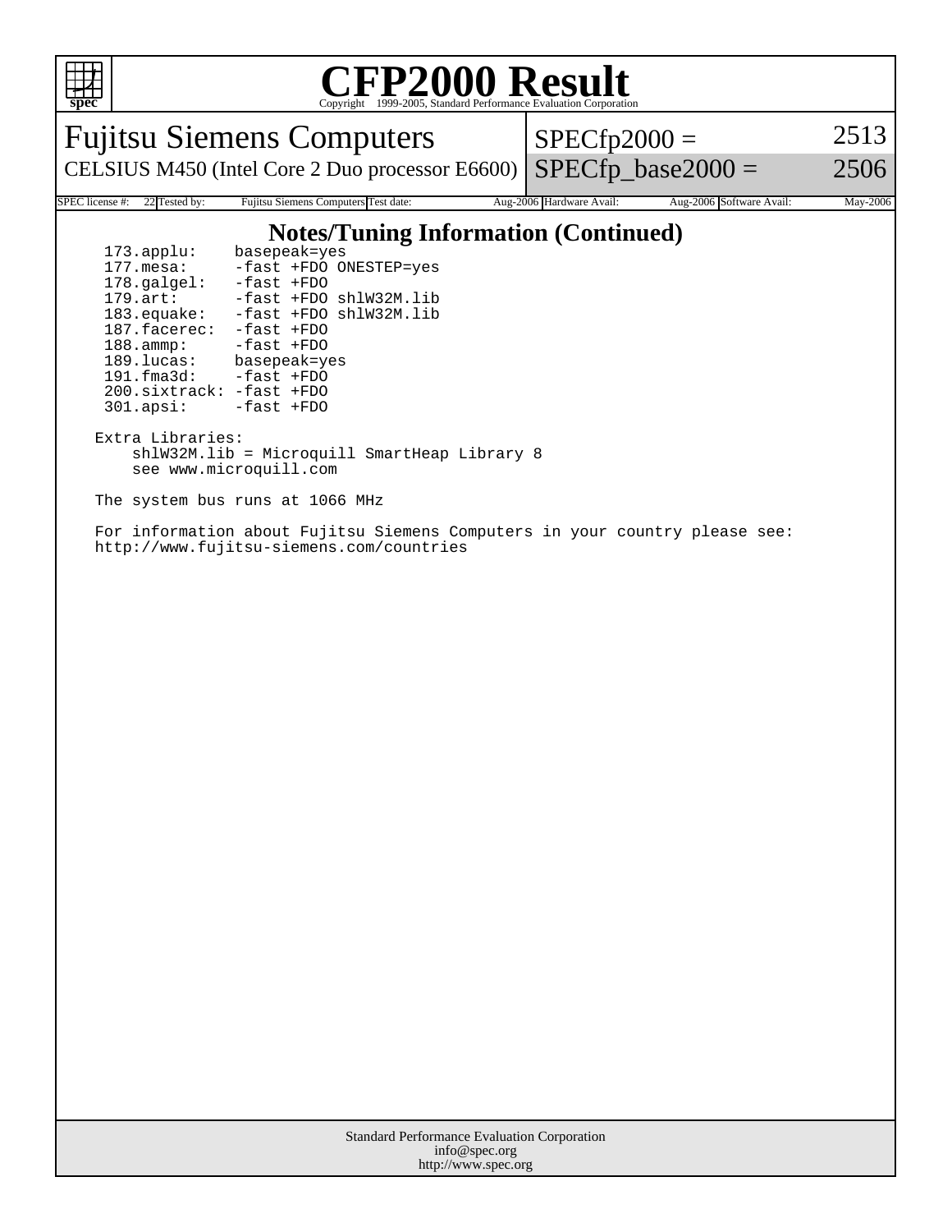# CFP2000 Result

Copyright 1999-2005, Standard Performance Evaluation Corporation

**Fujitsu Siemens Computers**

CELSIUS M450 (Intel Core 2 Duo processor E6600)

SPECfp2000 = 2513

SPECfp_base2000 = 2506

| SPEC license #: | 22 | Tested by: | Fujitsu Siemens Computers | Test date: | Aug-2006 | Hardware Avail: | Aug-2006 | Software Avail: | May-2006 |
|---|---|---|---|---|---|---|---|---|---|

## Notes/Tuning Information (Continued)

```
  173.applu:    basepeak=yes
  177.mesa:     -fast +FDO ONESTEP=yes
  178.galgel:   -fast +FDO
  179.art:      -fast +FDO shlW32M.lib
  183.equake:   -fast +FDO shlW32M.lib
  187.facerec:  -fast +FDO
  188.ammp:     -fast +FDO
  189.lucas:    basepeak=yes
  191.fma3d:    -fast +FDO
  200.sixtrack: -fast +FDO
  301.apsi:     -fast +FDO

Extra Libraries:
    shlW32M.lib = Microquill SmartHeap Library 8
    see www.microquill.com

The system bus runs at 1066 MHz

For information about Fujitsu Siemens Computers in your country please see:
http://www.fujitsu-siemens.com/countries
```

Standard Performance Evaluation Corporation
info@spec.org
http://www.spec.org